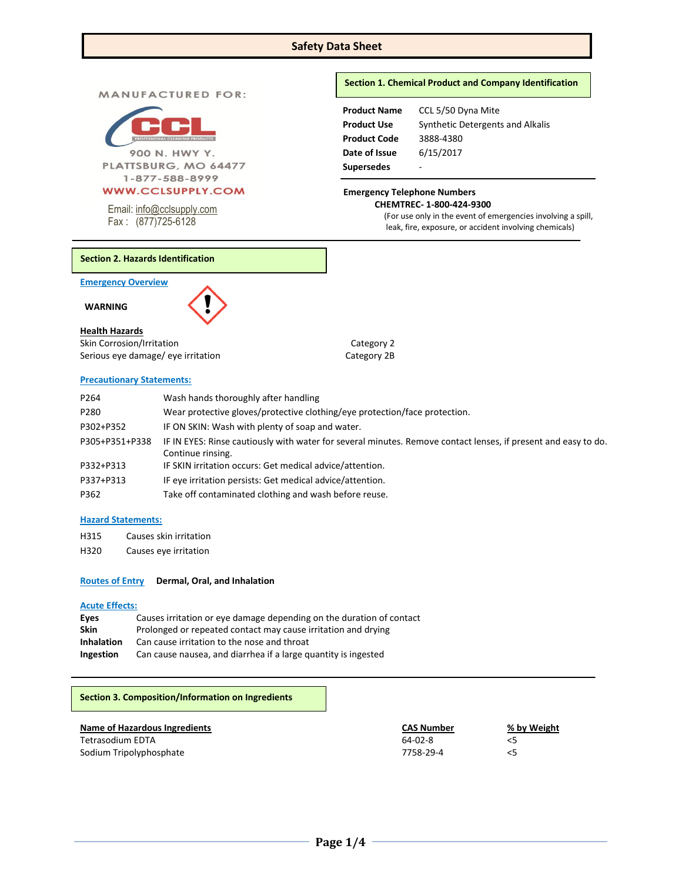# Safety Data Sheet

MANUFACTURED FOR:

CCL PROFESSIONAL CLEANING PRODUCTS

900 N. HWY Y.
PLATTSBURG, MO 64477
1-877-588-8999
WWW.CCLSUPPLY.COM

Email: info@cclsupply.com
Fax : (877)725-6128

## Section 1. Chemical Product and Company Identification

| | |
|---|---|
| **Product Name** | CCL 5/50 Dyna Mite |
| **Product Use** | Synthetic Detergents and Alkalis |
| **Product Code** | 3888-4380 |
| **Date of Issue** | 6/15/2017 |
| **Supersedes** | - |

**Emergency Telephone Numbers**

**CHEMTREC- 1-800-424-9300**

(For use only in the event of emergencies involving a spill, leak, fire, exposure, or accident involving chemicals)

## Section 2. Hazards Identification

### Emergency Overview

**WARNING**

**Health Hazards**

| | |
|---|---|
| Skin Corrosion/Irritation | Category 2 |
| Serious eye damage/ eye irritation | Category 2B |

### Precautionary Statements:

| | |
|---|---|
| P264 | Wash hands thoroughly after handling |
| P280 | Wear protective gloves/protective clothing/eye protection/face protection. |
| P302+P352 | IF ON SKIN: Wash with plenty of soap and water. |
| P305+P351+P338 | IF IN EYES: Rinse cautiously with water for several minutes. Remove contact lenses, if present and easy to do. Continue rinsing. |
| P332+P313 | IF SKIN irritation occurs: Get medical advice/attention. |
| P337+P313 | IF eye irritation persists: Get medical advice/attention. |
| P362 | Take off contaminated clothing and wash before reuse. |

### Hazard Statements:

| | |
|---|---|
| H315 | Causes skin irritation |
| H320 | Causes eye irritation |

**Routes of Entry** **Dermal, Oral, and Inhalation**

### Acute Effects:

| | |
|---|---|
| **Eyes** | Causes irritation or eye damage depending on the duration of contact |
| **Skin** | Prolonged or repeated contact may cause irritation and drying |
| **Inhalation** | Can cause irritation to the nose and throat |
| **Ingestion** | Can cause nausea, and diarrhea if a large quantity is ingested |

## Section 3. Composition/Information on Ingredients

| Name of Hazardous Ingredients | CAS Number | % by Weight |
|---|---|---|
| Tetrasodium EDTA | 64-02-8 | <5 |
| Sodium Tripolyphosphate | 7758-29-4 | <5 |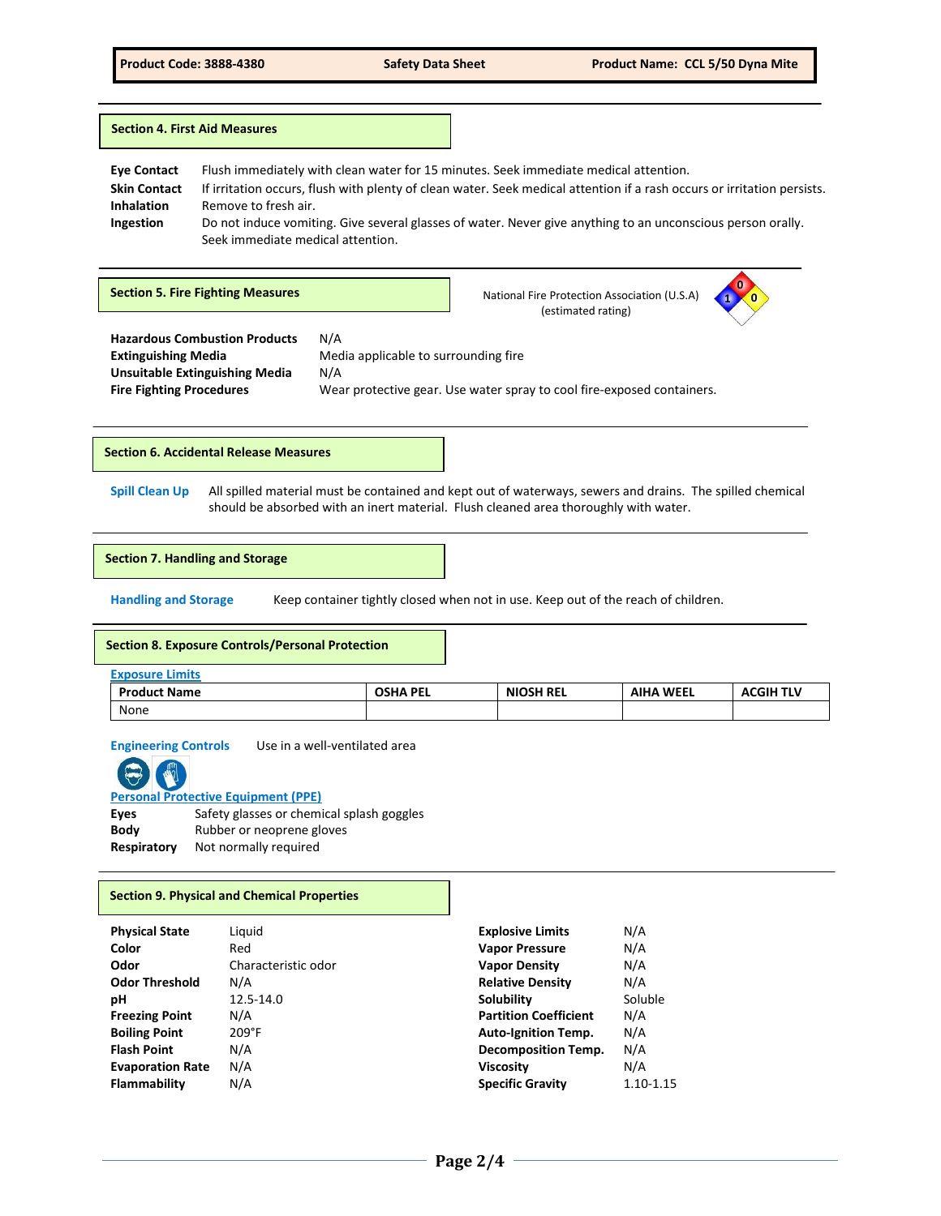## Section 4. First Aid Measures

**Eye Contact** Flush immediately with clean water for 15 minutes. Seek immediate medical attention.
**Skin Contact** If irritation occurs, flush with plenty of clean water. Seek medical attention if a rash occurs or irritation persists.
**Inhalation** Remove to fresh air.
**Ingestion** Do not induce vomiting. Give several glasses of water. Never give anything to an unconscious person orally. Seek immediate medical attention.

## Section 5. Fire Fighting Measures

National Fire Protection Association (U.S.A) (estimated rating)

Health: 1, Flammability: 0, Reactivity: 0

**Hazardous Combustion Products** N/A
**Extinguishing Media** Media applicable to surrounding fire
**Unsuitable Extinguishing Media** N/A
**Fire Fighting Procedures** Wear protective gear. Use water spray to cool fire-exposed containers.

## Section 6. Accidental Release Measures

**Spill Clean Up** All spilled material must be contained and kept out of waterways, sewers and drains. The spilled chemical should be absorbed with an inert material. Flush cleaned area thoroughly with water.

## Section 7. Handling and Storage

**Handling and Storage** Keep container tightly closed when not in use. Keep out of the reach of children.

## Section 8. Exposure Controls/Personal Protection

**Exposure Limits**

| Product Name | OSHA PEL | NIOSH REL | AIHA WEEL | ACGIH TLV |
|---|---|---|---|---|
| None | | | | |

**Engineering Controls** Use in a well-ventilated area

**Personal Protective Equipment (PPE)**
**Eyes** Safety glasses or chemical splash goggles
**Body** Rubber or neoprene gloves
**Respiratory** Not normally required

## Section 9. Physical and Chemical Properties

| Property | Value |
|---|---|
| **Physical State** | Liquid |
| **Color** | Red |
| **Odor** | Characteristic odor |
| **Odor Threshold** | N/A |
| **pH** | 12.5-14.0 |
| **Freezing Point** | N/A |
| **Boiling Point** | 209°F |
| **Flash Point** | N/A |
| **Evaporation Rate** | N/A |
| **Flammability** | N/A |
| **Explosive Limits** | N/A |
| **Vapor Pressure** | N/A |
| **Vapor Density** | N/A |
| **Relative Density** | N/A |
| **Solubility** | Soluble |
| **Partition Coefficient** | N/A |
| **Auto-Ignition Temp.** | N/A |
| **Decomposition Temp.** | N/A |
| **Viscosity** | N/A |
| **Specific Gravity** | 1.10-1.15 |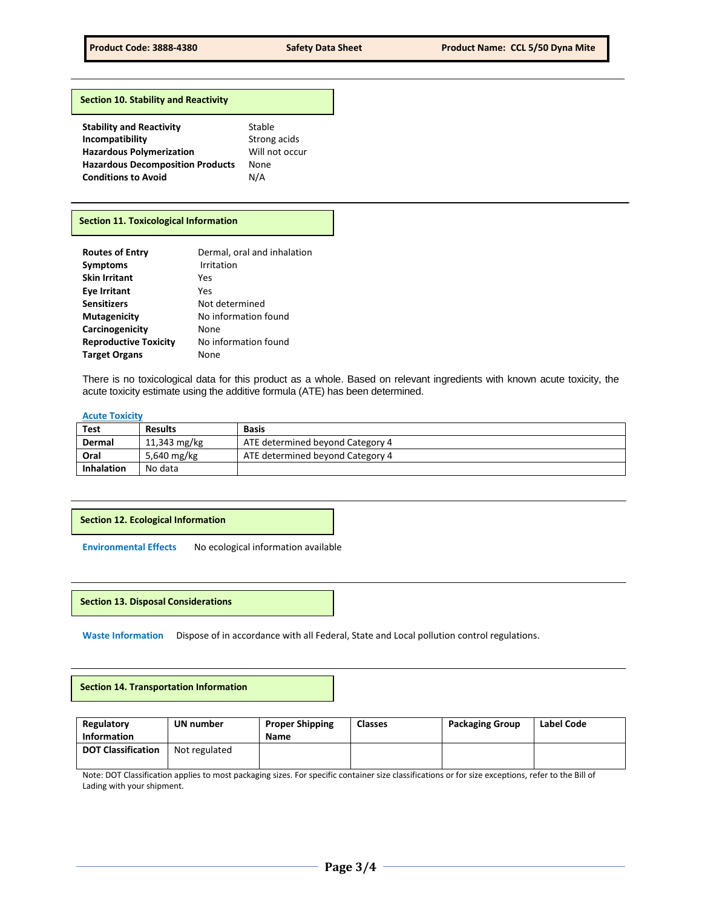## Section 10. Stability and Reactivity

| | |
|---|---|
| **Stability and Reactivity** | Stable |
| **Incompatibility** | Strong acids |
| **Hazardous Polymerization** | Will not occur |
| **Hazardous Decomposition Products** | None |
| **Conditions to Avoid** | N/A |

## Section 11. Toxicological Information

| | |
|---|---|
| **Routes of Entry** | Dermal, oral and inhalation |
| **Symptoms** | Irritation |
| **Skin Irritant** | Yes |
| **Eye Irritant** | Yes |
| **Sensitizers** | Not determined |
| **Mutagenicity** | No information found |
| **Carcinogenicity** | None |
| **Reproductive Toxicity** | No information found |
| **Target Organs** | None |

There is no toxicological data for this product as a whole. Based on relevant ingredients with known acute toxicity, the acute toxicity estimate using the additive formula (ATE) has been determined.

**Acute Toxicity**

| Test | Results | Basis |
|---|---|---|
| **Dermal** | 11,343 mg/kg | ATE determined beyond Category 4 |
| **Oral** | 5,640 mg/kg | ATE determined beyond Category 4 |
| **Inhalation** | No data | |

## Section 12. Ecological Information

**Environmental Effects** No ecological information available

## Section 13. Disposal Considerations

**Waste Information** Dispose of in accordance with all Federal, State and Local pollution control regulations.

## Section 14. Transportation Information

| Regulatory Information | UN number | Proper Shipping Name | Classes | Packaging Group | Label Code |
|---|---|---|---|---|---|
| **DOT Classification** | Not regulated | | | | |

Note: DOT Classification applies to most packaging sizes. For specific container size classifications or for size exceptions, refer to the Bill of Lading with your shipment.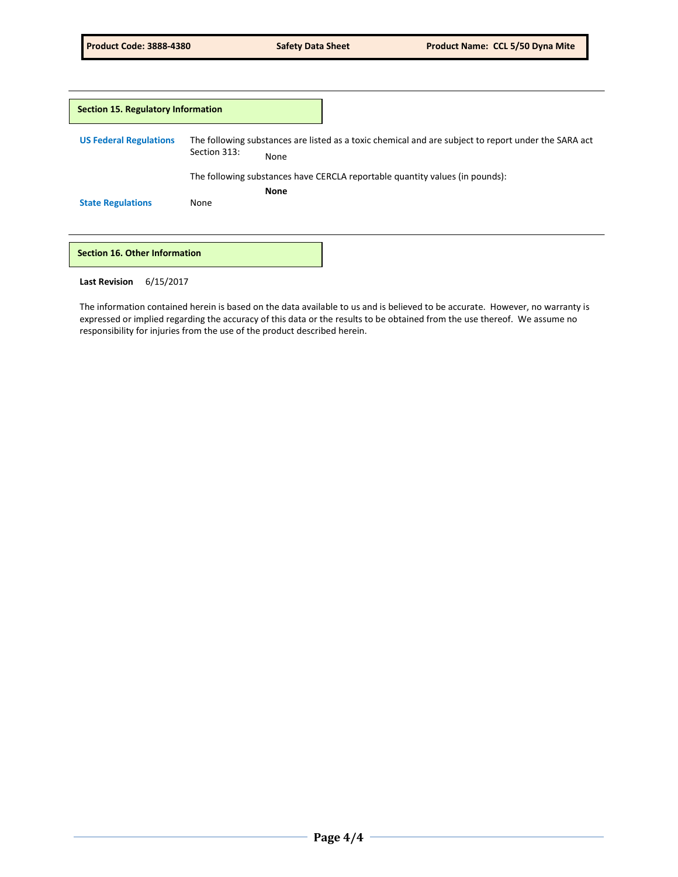## Section 15. Regulatory Information

**US Federal Regulations**

The following substances are listed as a toxic chemical and are subject to report under the SARA act Section 313: None

The following substances have CERCLA reportable quantity values (in pounds):

**None**

**State Regulations** None

## Section 16. Other Information

**Last Revision** 6/15/2017

The information contained herein is based on the data available to us and is believed to be accurate. However, no warranty is expressed or implied regarding the accuracy of this data or the results to be obtained from the use thereof. We assume no responsibility for injuries from the use of the product described herein.